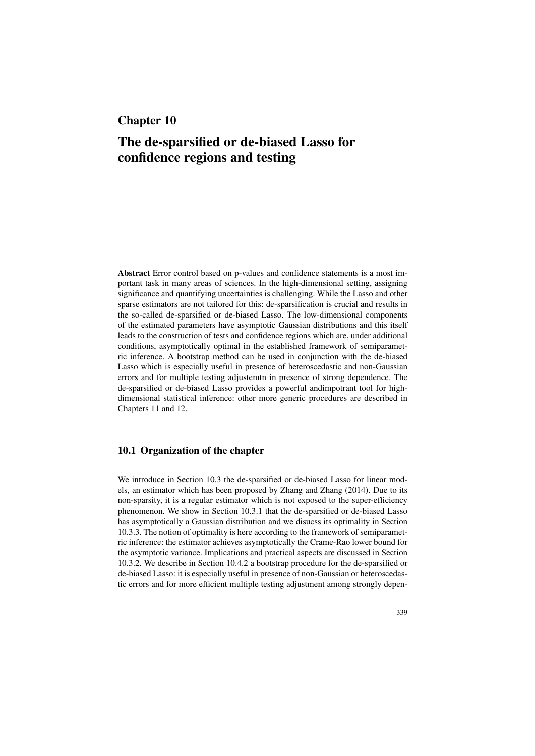# Chapter 10

# The de-sparsified or de-biased Lasso for confidence regions and testing

**Abstract** Error control based on p-values and confidence statements is a most important task in many areas of sciences. In the high-dimensional setting, assigning significance and quantifying uncertainties is challenging. While the Lasso and other sparse estimators are not tailored for this: de-sparsification is crucial and results in the so-called de-sparsified or de-biased Lasso. The low-dimensional components of the estimated parameters have asymptotic Gaussian distributions and this itself leads to the construction of tests and confidence regions which are, under additional conditions, asymptotically optimal in the established framework of semiparametric inference. A bootstrap method can be used in conjunction with the de-biased Lasso which is especially useful in presence of heteroscedastic and non-Gaussian errors and for multiple testing adjustemtn in presence of strong dependence. The de-sparsified or de-biased Lasso provides a powerful andimpotrant tool for high-dimensional statistical inference: other more generic procedures are described in Chapters 11 and 12.

## 10.1 Organization of the chapter

We introduce in Section 10.3 the de-sparsified or de-biased Lasso for linear models, an estimator which has been proposed by Zhang and Zhang (2014). Due to its non-sparsity, it is a regular estimator which is not exposed to the super-efficiency phenomenon. We show in Section 10.3.1 that the de-sparsified or de-biased Lasso has asymptotically a Gaussian distribution and we disucss its optimality in Section 10.3.3. The notion of optimality is here according to the framework of semiparametric inference: the estimator achieves asymptotically the Crame-Rao lower bound for the asymptotic variance. Implications and practical aspects are discussed in Section 10.3.2. We describe in Section 10.4.2 a bootstrap procedure for the de-sparsified or de-biased Lasso: it is especially useful in presence of non-Gaussian or heteroscedastic errors and for more efficient multiple testing adjustment among strongly depen-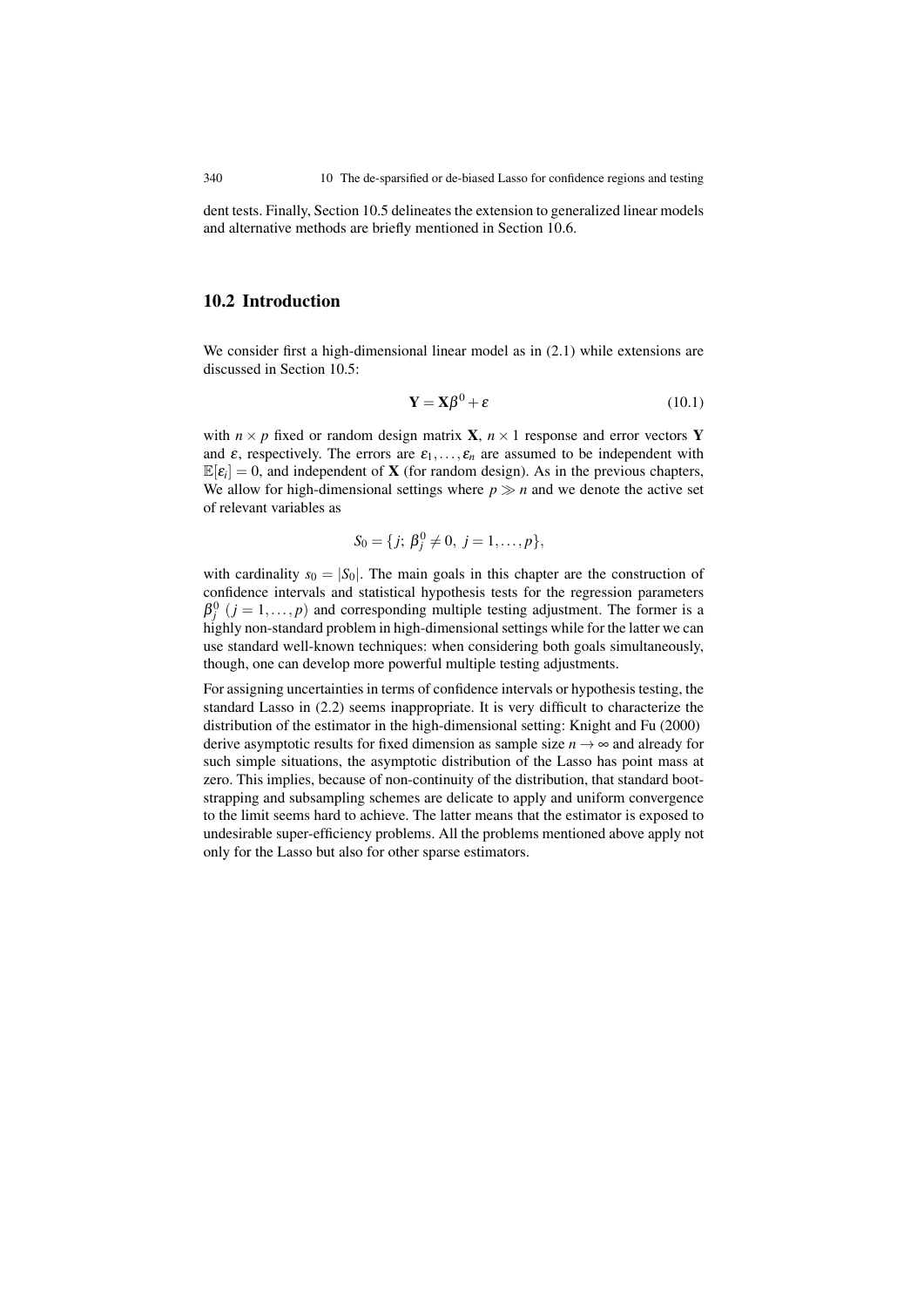dent tests. Finally, Section 10.5 delineates the extension to generalized linear models and alternative methods are briefly mentioned in Section 10.6.

## 10.2 Introduction

We consider first a high-dimensional linear model as in (2.1) while extensions are discussed in Section 10.5:

$$\mathbf{Y} = \mathbf{X}\beta^0 + \varepsilon \tag{10.1}$$

with $n \times p$ fixed or random design matrix $\mathbf{X}$, $n \times 1$ response and error vectors $\mathbf{Y}$ and $\varepsilon$, respectively. The errors are $\varepsilon_1, \ldots, \varepsilon_n$ are assumed to be independent with $\mathbb{E}[\varepsilon_i] = 0$, and independent of $\mathbf{X}$ (for random design). As in the previous chapters, We allow for high-dimensional settings where $p \gg n$ and we denote the active set of relevant variables as

$$S_0 = \{j;\ \beta_j^0 \neq 0,\ j = 1, \ldots, p\},$$

with cardinality $s_0 = |S_0|$. The main goals in this chapter are the construction of confidence intervals and statistical hypothesis tests for the regression parameters $\beta_j^0$ $(j = 1, \ldots, p)$ and corresponding multiple testing adjustment. The former is a highly non-standard problem in high-dimensional settings while for the latter we can use standard well-known techniques: when considering both goals simultaneously, though, one can develop more powerful multiple testing adjustments.

For assigning uncertainties in terms of confidence intervals or hypothesis testing, the standard Lasso in (2.2) seems inappropriate. It is very difficult to characterize the distribution of the estimator in the high-dimensional setting: Knight and Fu (2000) derive asymptotic results for fixed dimension as sample size $n \to \infty$ and already for such simple situations, the asymptotic distribution of the Lasso has point mass at zero. This implies, because of non-continuity of the distribution, that standard bootstrapping and subsampling schemes are delicate to apply and uniform convergence to the limit seems hard to achieve. The latter means that the estimator is exposed to undesirable super-efficiency problems. All the problems mentioned above apply not only for the Lasso but also for other sparse estimators.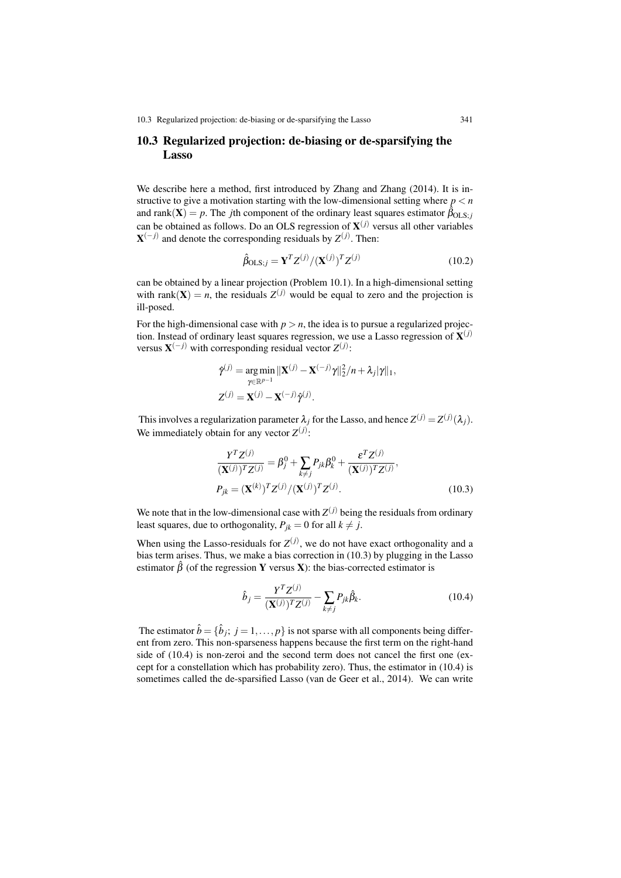## 10.3 Regularized projection: de-biasing or de-sparsifying the Lasso

We describe here a method, first introduced by Zhang and Zhang (2014). It is instructive to give a motivation starting with the low-dimensional setting where $p < n$ and $\text{rank}(\mathbf{X}) = p$. The $j$th component of the ordinary least squares estimator $\hat{\beta}_{\text{OLS};j}$ can be obtained as follows. Do an OLS regression of $\mathbf{X}^{(j)}$ versus all other variables $\mathbf{X}^{(-j)}$ and denote the corresponding residuals by $Z^{(j)}$. Then:

$$\hat{\beta}_{\text{OLS};j} = \mathbf{Y}^T Z^{(j)} / (\mathbf{X}^{(j)})^T Z^{(j)} \tag{10.2}$$

can be obtained by a linear projection (Problem 10.1). In a high-dimensional setting with $\text{rank}(\mathbf{X}) = n$, the residuals $Z^{(j)}$ would be equal to zero and the projection is ill-posed.

For the high-dimensional case with $p > n$, the idea is to pursue a regularized projection. Instead of ordinary least squares regression, we use a Lasso regression of $\mathbf{X}^{(j)}$ versus $\mathbf{X}^{(-j)}$ with corresponding residual vector $Z^{(j)}$:

$$\hat{\gamma}^{(j)} = \underset{\gamma \in \mathbb{R}^{p-1}}{\arg\min} \|\mathbf{X}^{(j)} - \mathbf{X}^{(-j)}\gamma\|_2^2/n + \lambda_j |\gamma\|_1,$$

$$Z^{(j)} = \mathbf{X}^{(j)} - \mathbf{X}^{(-j)}\hat{\gamma}^{(j)}.$$

This involves a regularization parameter $\lambda_j$ for the Lasso, and hence $Z^{(j)} = Z^{(j)}(\lambda_j)$. We immediately obtain for any vector $Z^{(j)}$:

$$\frac{Y^T Z^{(j)}}{(\mathbf{X}^{(j)})^T Z^{(j)}} = \beta_j^0 + \sum_{k \neq j} P_{jk}\beta_k^0 + \frac{\varepsilon^T Z^{(j)}}{(\mathbf{X}^{(j)})^T Z^{(j)}},$$

$$P_{jk} = (\mathbf{X}^{(k)})^T Z^{(j)} / (\mathbf{X}^{(j)})^T Z^{(j)}. \tag{10.3}$$

We note that in the low-dimensional case with $Z^{(j)}$ being the residuals from ordinary least squares, due to orthogonality, $P_{jk} = 0$ for all $k \neq j$.

When using the Lasso-residuals for $Z^{(j)}$, we do not have exact orthogonality and a bias term arises. Thus, we make a bias correction in (10.3) by plugging in the Lasso estimator $\hat{\beta}$ (of the regression $\mathbf{Y}$ versus $\mathbf{X}$): the bias-corrected estimator is

$$\hat{b}_j = \frac{Y^T Z^{(j)}}{(\mathbf{X}^{(j)})^T Z^{(j)}} - \sum_{k \neq j} P_{jk}\hat{\beta}_k. \tag{10.4}$$

The estimator $\hat{b} = \{\hat{b}_j;\ j = 1, \ldots, p\}$ is not sparse with all components being different from zero. This non-sparseness happens because the first term on the right-hand side of (10.4) is non-zeroi and the second term does not cancel the first one (except for a constellation which has probability zero). Thus, the estimator in (10.4) is sometimes called the de-sparsified Lasso (van de Geer et al., 2014). We can write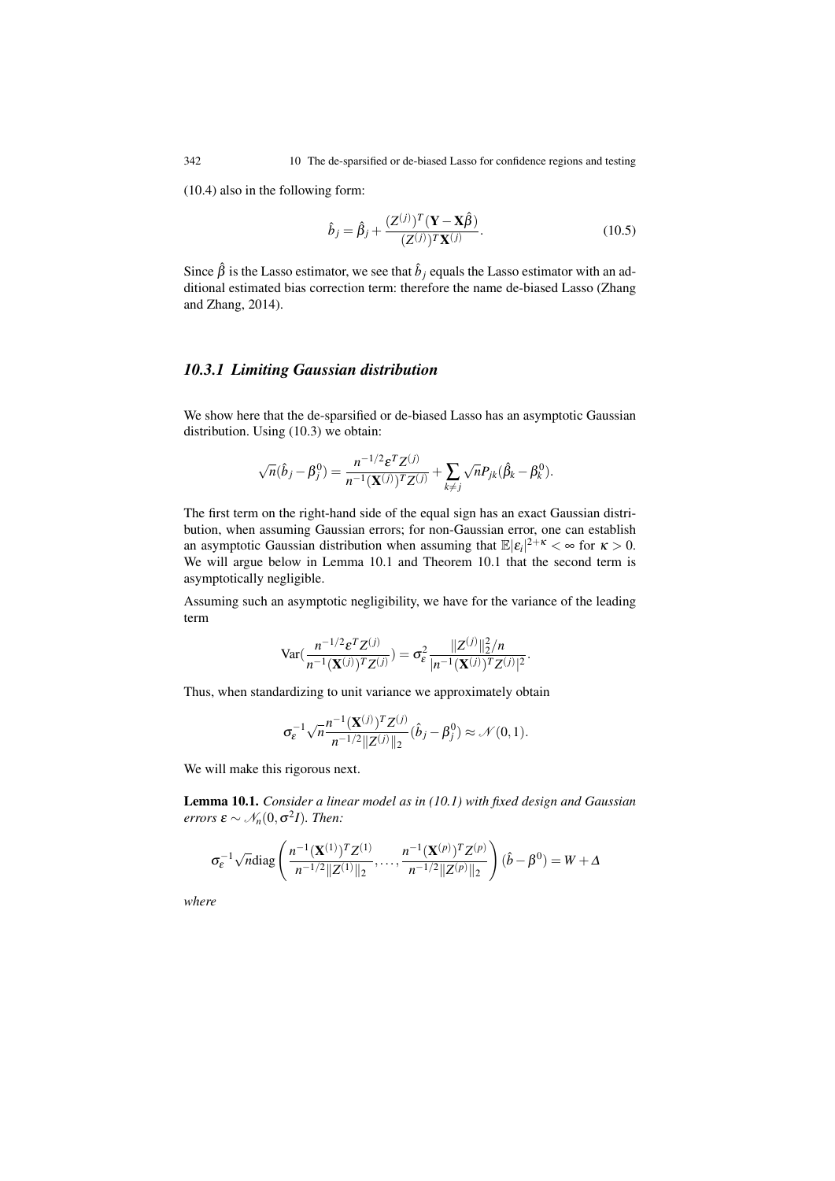(10.4) also in the following form:

$$\hat{b}_j = \hat{\beta}_j + \frac{(Z^{(j)})^T(\mathbf{Y} - \mathbf{X}\hat{\beta})}{(Z^{(j)})^T\mathbf{X}^{(j)}}. \tag{10.5}$$

Since $\hat{\beta}$ is the Lasso estimator, we see that $\hat{b}_j$ equals the Lasso estimator with an additional estimated bias correction term: therefore the name de-biased Lasso (Zhang and Zhang, 2014).

### *10.3.1 Limiting Gaussian distribution*

We show here that the de-sparsified or de-biased Lasso has an asymptotic Gaussian distribution. Using (10.3) we obtain:

$$\sqrt{n}(\hat{b}_j - \beta_j^0) = \frac{n^{-1/2}\varepsilon^T Z^{(j)}}{n^{-1}(\mathbf{X}^{(j)})^T Z^{(j)}} + \sum_{k \neq j} \sqrt{n} P_{jk}(\hat{\beta}_k - \beta_k^0).$$

The first term on the right-hand side of the equal sign has an exact Gaussian distribution, when assuming Gaussian errors; for non-Gaussian error, one can establish an asymptotic Gaussian distribution when assuming that $\mathbb{E}|\varepsilon_i|^{2+\kappa} < \infty$ for $\kappa > 0$. We will argue below in Lemma 10.1 and Theorem 10.1 that the second term is asymptotically negligible.

Assuming such an asymptotic negligibility, we have for the variance of the leading term

$$\mathrm{Var}\left(\frac{n^{-1/2}\varepsilon^T Z^{(j)}}{n^{-1}(\mathbf{X}^{(j)})^T Z^{(j)}}\right) = \sigma_\varepsilon^2 \frac{\|Z^{(j)}\|_2^2/n}{|n^{-1}(\mathbf{X}^{(j)})^T Z^{(j)}|^2}.$$

Thus, when standardizing to unit variance we approximately obtain

$$\sigma_\varepsilon^{-1}\sqrt{n}\frac{n^{-1}(\mathbf{X}^{(j)})^T Z^{(j)}}{n^{-1/2}\|Z^{(j)}\|_2}(\hat{b}_j - \beta_j^0) \approx \mathcal{N}(0,1).$$

We will make this rigorous next.

**Lemma 10.1.** *Consider a linear model as in (10.1) with fixed design and Gaussian errors $\varepsilon \sim \mathcal{N}_n(0, \sigma^2 I)$. Then:*

$$\sigma_\varepsilon^{-1}\sqrt{n}\,\mathrm{diag}\left(\frac{n^{-1}(\mathbf{X}^{(1)})^T Z^{(1)}}{n^{-1/2}\|Z^{(1)}\|_2}, \ldots, \frac{n^{-1}(\mathbf{X}^{(p)})^T Z^{(p)}}{n^{-1/2}\|Z^{(p)}\|_2}\right)(\hat{b} - \beta^0) = W + \Delta$$

*where*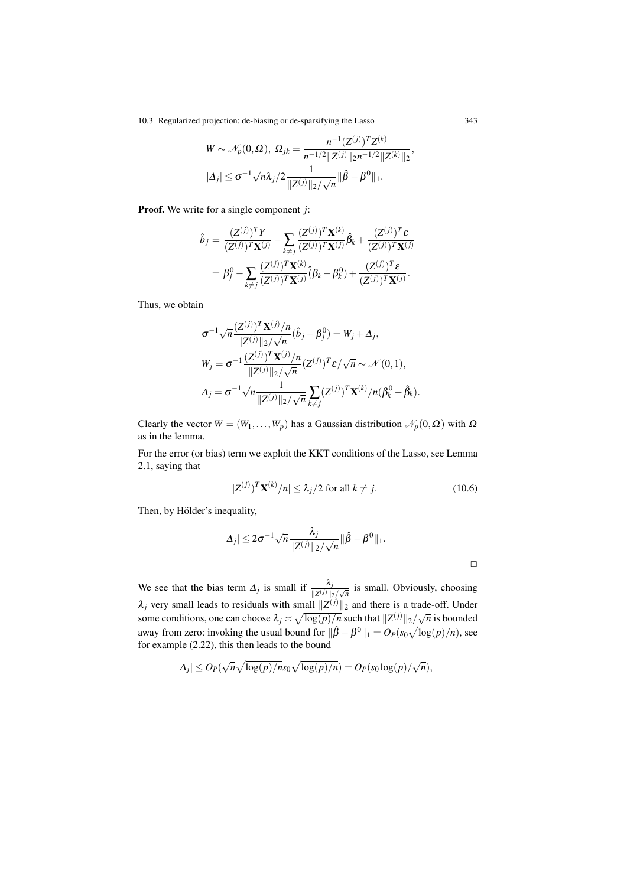$$W \sim \mathcal{N}_p(0, \Omega),\ \Omega_{jk} = \frac{n^{-1}(Z^{(j)})^T Z^{(k)}}{n^{-1/2}\|Z^{(j)}\|_2 n^{-1/2}\|Z^{(k)}\|_2},$$

$$|\Delta_j| \le \sigma^{-1}\sqrt{n}\lambda_j/2 \frac{1}{\|Z^{(j)}\|_2/\sqrt{n}} \|\hat{\beta} - \beta^0\|_1.$$

**Proof.** We write for a single component $j$:

$$\begin{aligned}
\hat{b}_j &= \frac{(Z^{(j)})^T Y}{(Z^{(j)})^T \mathbf{X}^{(j)}} - \sum_{k \ne j} \frac{(Z^{(j)})^T \mathbf{X}^{(k)}}{(Z^{(j)})^T \mathbf{X}^{(j)}} \hat{\beta}_k + \frac{(Z^{(j)})^T \varepsilon}{(Z^{(j)})^T \mathbf{X}^{(j)}} \\
&= \beta_j^0 - \sum_{k \ne j} \frac{(Z^{(j)})^T \mathbf{X}^{(k)}}{(Z^{(j)})^T \mathbf{X}^{(j)}} (\hat{\beta}_k - \beta_k^0) + \frac{(Z^{(j)})^T \varepsilon}{(Z^{(j)})^T \mathbf{X}^{(j)}}.
\end{aligned}$$

Thus, we obtain

$$\begin{aligned}
&\sigma^{-1}\sqrt{n} \frac{(Z^{(j)})^T \mathbf{X}^{(j)}/n}{\|Z^{(j)}\|_2/\sqrt{n}} (\hat{b}_j - \beta_j^0) = W_j + \Delta_j, \\
&W_j = \sigma^{-1} \frac{(Z^{(j)})^T \mathbf{X}^{(j)}/n}{\|Z^{(j)}\|_2/\sqrt{n}} (Z^{(j)})^T \varepsilon/\sqrt{n} \sim \mathcal{N}(0,1), \\
&\Delta_j = \sigma^{-1}\sqrt{n} \frac{1}{\|Z^{(j)}\|_2/\sqrt{n}} \sum_{k \ne j} (Z^{(j)})^T \mathbf{X}^{(k)}/n(\beta_k^0 - \hat{\beta}_k).
\end{aligned}$$

Clearly the vector $W = (W_1, \ldots, W_p)$ has a Gaussian distribution $\mathcal{N}_p(0, \Omega)$ with $\Omega$ as in the lemma.

For the error (or bias) term we exploit the KKT conditions of the Lasso, see Lemma 2.1, saying that

$$|Z^{(j)})^T \mathbf{X}^{(k)}/n| \le \lambda_j/2 \text{ for all } k \ne j. \tag{10.6}$$

Then, by Hölder's inequality,

$$|\Delta_j| \le 2\sigma^{-1}\sqrt{n} \frac{\lambda_j}{\|Z^{(j)}\|_2/\sqrt{n}} \|\hat{\beta} - \beta^0\|_1.$$

□

We see that the bias term $\Delta_j$ is small if $\frac{\lambda_j}{\|Z^{(j)}\|_2/\sqrt{n}}$ is small. Obviously, choosing $\lambda_j$ very small leads to residuals with small $\|Z^{(j)}\|_2$ and there is a trade-off. Under some conditions, one can choose $\lambda_j \asymp \sqrt{\log(p)/n}$ such that $\|Z^{(j)}\|_2/\sqrt{n}$ is bounded away from zero: invoking the usual bound for $\|\hat{\beta} - \beta^0\|_1 = O_P(s_0\sqrt{\log(p)/n})$, see for example (2.22), this then leads to the bound

$$|\Delta_j| \le O_P(\sqrt{n}\sqrt{\log(p)/n} s_0 \sqrt{\log(p)/n}) = O_P(s_0 \log(p)/\sqrt{n}),$$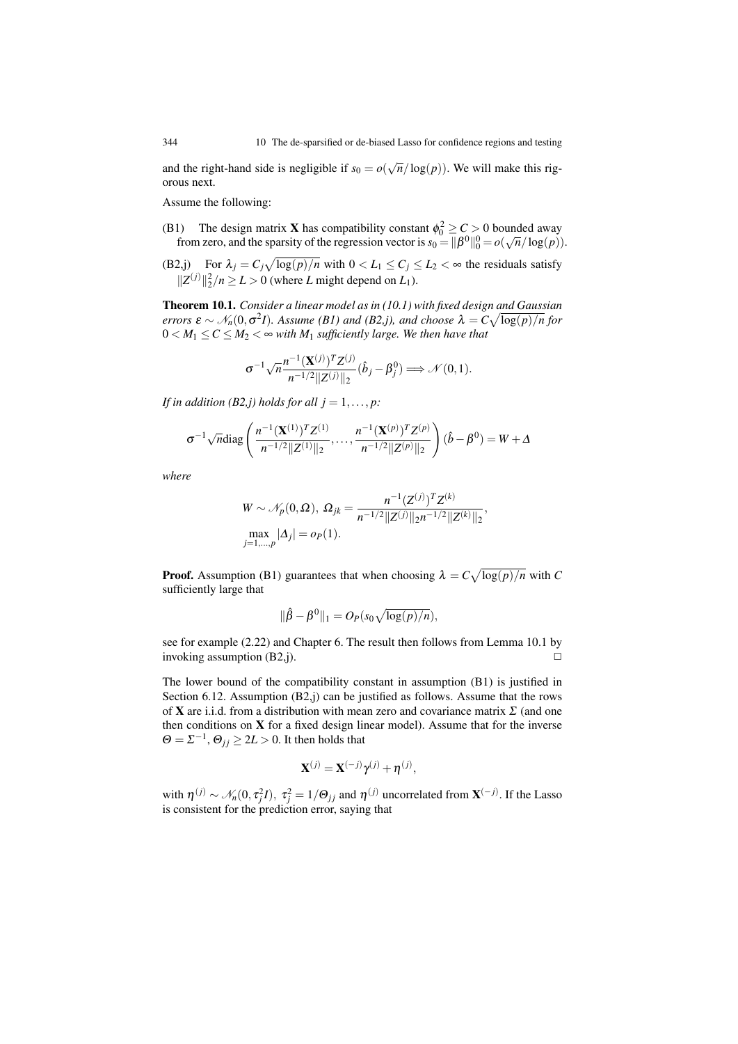and the right-hand side is negligible if $s_0 = o(\sqrt{n}/\log(p))$. We will make this rigorous next.

Assume the following:

(B1) The design matrix $\mathbf{X}$ has compatibility constant $\phi_0^2 \geq C > 0$ bounded away from zero, and the sparsity of the regression vector is $s_0 = \|\beta^0\|_0^0 = o(\sqrt{n}/\log(p))$.

(B2,j) For $\lambda_j = C_j\sqrt{\log(p)/n}$ with $0 < L_1 \leq C_j \leq L_2 < \infty$ the residuals satisfy $\|Z^{(j)}\|_2^2/n \geq L > 0$ (where $L$ might depend on $L_1$).

**Theorem 10.1.** *Consider a linear model as in (10.1) with fixed design and Gaussian errors $\varepsilon \sim \mathcal{N}_n(0, \sigma^2 I)$. Assume (B1) and (B2,j), and choose $\lambda = C\sqrt{\log(p)/n}$ for $0 < M_1 \leq C \leq M_2 < \infty$ with $M_1$ sufficiently large. We then have that*

$$\sigma^{-1}\sqrt{n}\frac{n^{-1}(\mathbf{X}^{(j)})^T Z^{(j)}}{n^{-1/2}\|Z^{(j)}\|_2}(\hat{b}_j - \beta_j^0) \Longrightarrow \mathcal{N}(0,1).$$

*If in addition (B2,j) holds for all $j = 1, \ldots, p$:*

$$\sigma^{-1}\sqrt{n}\mathrm{diag}\left(\frac{n^{-1}(\mathbf{X}^{(1)})^T Z^{(1)}}{n^{-1/2}\|Z^{(1)}\|_2}, \ldots, \frac{n^{-1}(\mathbf{X}^{(p)})^T Z^{(p)}}{n^{-1/2}\|Z^{(p)}\|_2}\right)(\hat{b} - \beta^0) = W + \Delta$$

*where*

$$W \sim \mathcal{N}_p(0, \Omega),\ \Omega_{jk} = \frac{n^{-1}(Z^{(j)})^T Z^{(k)}}{n^{-1/2}\|Z^{(j)}\|_2 n^{-1/2}\|Z^{(k)}\|_2},$$
$$\max_{j=1,\ldots,p}|\Delta_j| = o_P(1).$$

**Proof.** Assumption (B1) guarantees that when choosing $\lambda = C\sqrt{\log(p)/n}$ with $C$ sufficiently large that

$$\|\hat{\beta} - \beta^0\|_1 = O_P(s_0\sqrt{\log(p)/n}),$$

see for example (2.22) and Chapter 6. The result then follows from Lemma 10.1 by invoking assumption (B2,j). $\square$

The lower bound of the compatibility constant in assumption (B1) is justified in Section 6.12. Assumption (B2,j) can be justified as follows. Assume that the rows of $\mathbf{X}$ are i.i.d. from a distribution with mean zero and covariance matrix $\Sigma$ (and one then conditions on $\mathbf{X}$ for a fixed design linear model). Assume that for the inverse $\Theta = \Sigma^{-1}$, $\Theta_{jj} \geq 2L > 0$. It then holds that

$$\mathbf{X}^{(j)} = \mathbf{X}^{(-j)}\gamma^{(j)} + \eta^{(j)},$$

with $\eta^{(j)} \sim \mathcal{N}_n(0, \tau_j^2 I)$, $\tau_j^2 = 1/\Theta_{jj}$ and $\eta^{(j)}$ uncorrelated from $\mathbf{X}^{(-j)}$. If the Lasso is consistent for the prediction error, saying that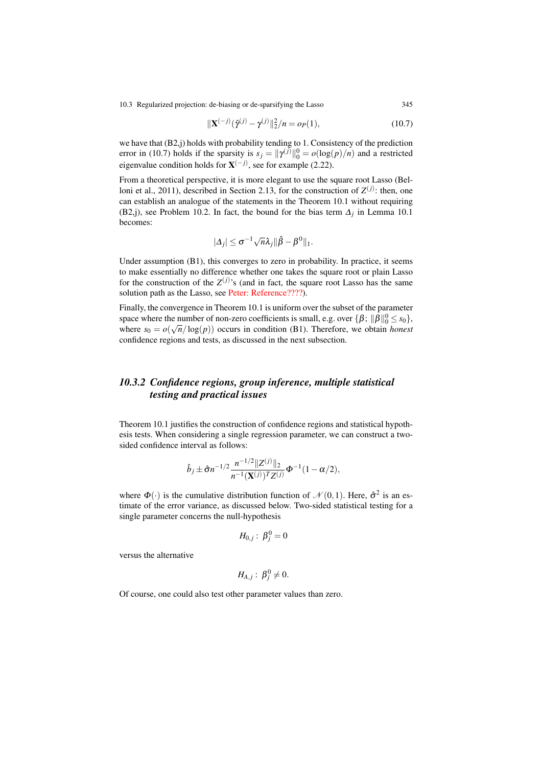$$\|\mathbf{X}^{(-j)}(\hat{\gamma}^{(j)} - \gamma^{(j)})\|_2^2/n = o_P(1), \tag{10.7}$$

we have that (B2,j) holds with probability tending to 1. Consistency of the prediction error in (10.7) holds if the sparsity is $s_j = \|\gamma^{(j)}\|_0^0 = o(\log(p)/n)$ and a restricted eigenvalue condition holds for $\mathbf{X}^{(-j)}$, see for example (2.22).

From a theoretical perspective, it is more elegant to use the square root Lasso (Belloni et al., 2011), described in Section 2.13, for the construction of $Z^{(j)}$: then, one can establish an analogue of the statements in the Theorem 10.1 without requiring (B2,j), see Problem 10.2. In fact, the bound for the bias term $\Delta_j$ in Lemma 10.1 becomes:

$$|\Delta_j| \leq \sigma^{-1}\sqrt{n}\lambda_j \|\hat{\beta} - \beta^0\|_1.$$

Under assumption (B1), this converges to zero in probability. In practice, it seems to make essentially no difference whether one takes the square root or plain Lasso for the construction of the $Z^{(j)}$'s (and in fact, the square root Lasso has the same solution path as the Lasso, see Peter: Reference????).

Finally, the convergence in Theorem 10.1 is uniform over the subset of the parameter space where the number of non-zero coefficients is small, e.g. over $\{\beta;\ \|\beta\|_0^0 \leq s_0\}$, where $s_0 = o(\sqrt{n}/\log(p))$ occurs in condition (B1). Therefore, we obtain *honest* confidence regions and tests, as discussed in the next subsection.

### *10.3.2 Confidence regions, group inference, multiple statistical testing and practical issues*

Theorem 10.1 justifies the construction of confidence regions and statistical hypothesis tests. When considering a single regression parameter, we can construct a two-sided confidence interval as follows:

$$\hat{b}_j \pm \hat{\sigma} n^{-1/2} \frac{n^{-1/2}\|Z^{(j)}\|_2}{n^{-1}(\mathbf{X}^{(j)})^T Z^{(j)}} \Phi^{-1}(1 - \alpha/2),$$

where $\Phi(\cdot)$ is the cumulative distribution function of $\mathcal{N}(0,1)$. Here, $\hat{\sigma}^2$ is an estimate of the error variance, as discussed below. Two-sided statistical testing for a single parameter concerns the null-hypothesis

$$H_{0,j}:\ \beta_j^0 = 0$$

versus the alternative

$$H_{A,j}:\ \beta_j^0 \neq 0.$$

Of course, one could also test other parameter values than zero.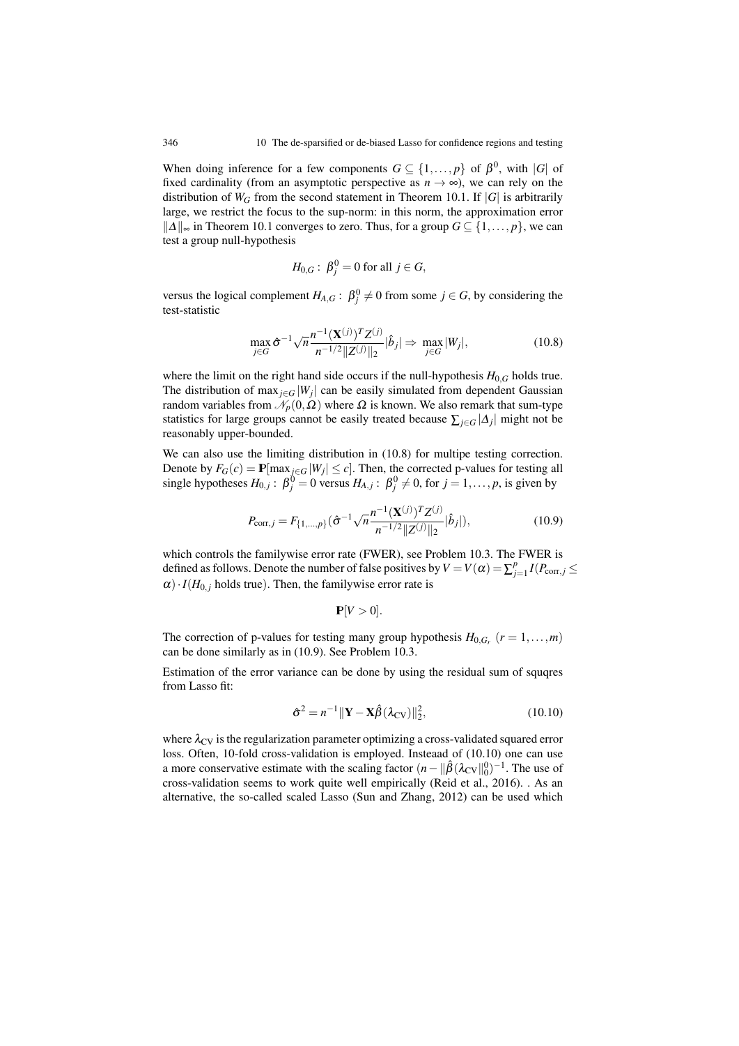When doing inference for a few components $G \subseteq \{1, \ldots, p\}$ of $\beta^0$, with $|G|$ of fixed cardinality (from an asymptotic perspective as $n \to \infty$), we can rely on the distribution of $W_G$ from the second statement in Theorem 10.1. If $|G|$ is arbitrarily large, we restrict the focus to the sup-norm: in this norm, the approximation error $\|\Delta\|_\infty$ in Theorem 10.1 converges to zero. Thus, for a group $G \subseteq \{1, \ldots, p\}$, we can test a group null-hypothesis

$$H_{0,G}: \ \beta_j^0 = 0 \text{ for all } j \in G,$$

versus the logical complement $H_{A,G}: \ \beta_j^0 \neq 0$ from some $j \in G$, by considering the test-statistic

$$\max_{j \in G} \hat{\sigma}^{-1} \sqrt{n} \frac{n^{-1} (\mathbf{X}^{(j)})^T Z^{(j)}}{n^{-1/2} \|Z^{(j)}\|_2} |\hat{b}_j| \Rightarrow \max_{j \in G} |W_j|, \tag{10.8}$$

where the limit on the right hand side occurs if the null-hypothesis $H_{0,G}$ holds true. The distribution of $\max_{j \in G} |W_j|$ can be easily simulated from dependent Gaussian random variables from $\mathcal{N}_p(0, \Omega)$ where $\Omega$ is known. We also remark that sum-type statistics for large groups cannot be easily treated because $\sum_{j \in G} |\Delta_j|$ might not be reasonably upper-bounded.

We can also use the limiting distribution in (10.8) for multipe testing correction. Denote by $F_G(c) = \mathbb{P}[\max_{j \in G} |W_j| \leq c]$. Then, the corrected p-values for testing all single hypotheses $H_{0,j}: \ \beta_j^0 = 0$ versus $H_{A,j}: \ \beta_j^0 \neq 0$, for $j = 1, \ldots, p$, is given by

$$P_{\text{corr},j} = F_{\{1,\ldots,p\}}(\hat{\sigma}^{-1} \sqrt{n} \frac{n^{-1} (\mathbf{X}^{(j)})^T Z^{(j)}}{n^{-1/2} \|Z^{(j)}\|_2} |\hat{b}_j|), \tag{10.9}$$

which controls the familywise error rate (FWER), see Problem 10.3. The FWER is defined as follows. Denote the number of false positives by $V = V(\alpha) = \sum_{j=1}^p I(P_{\text{corr},j} \leq \alpha) \cdot I(H_{0,j} \text{ holds true})$. Then, the familywise error rate is

$$\mathbb{P}[V > 0].$$

The correction of p-values for testing many group hypothesis $H_{0,G_r}$ $(r = 1, \ldots, m)$ can be done similarly as in (10.9). See Problem 10.3.

Estimation of the error variance can be done by using the residual sum of squqres from Lasso fit:

$$\hat{\sigma}^2 = n^{-1} \|\mathbf{Y} - \mathbf{X}\hat{\beta}(\lambda_{\text{CV}})\|_2^2, \tag{10.10}$$

where $\lambda_{\text{CV}}$ is the regularization parameter optimizing a cross-validated squared error loss. Often, 10-fold cross-validation is employed. Insteaad of (10.10) one can use a more conservative estimate with the scaling factor $(n - \|\hat{\beta}(\lambda_{\text{CV}}\|_0^0)^{-1}$. The use of cross-validation seems to work quite well empirically (Reid et al., 2016). . As an alternative, the so-called scaled Lasso (Sun and Zhang, 2012) can be used which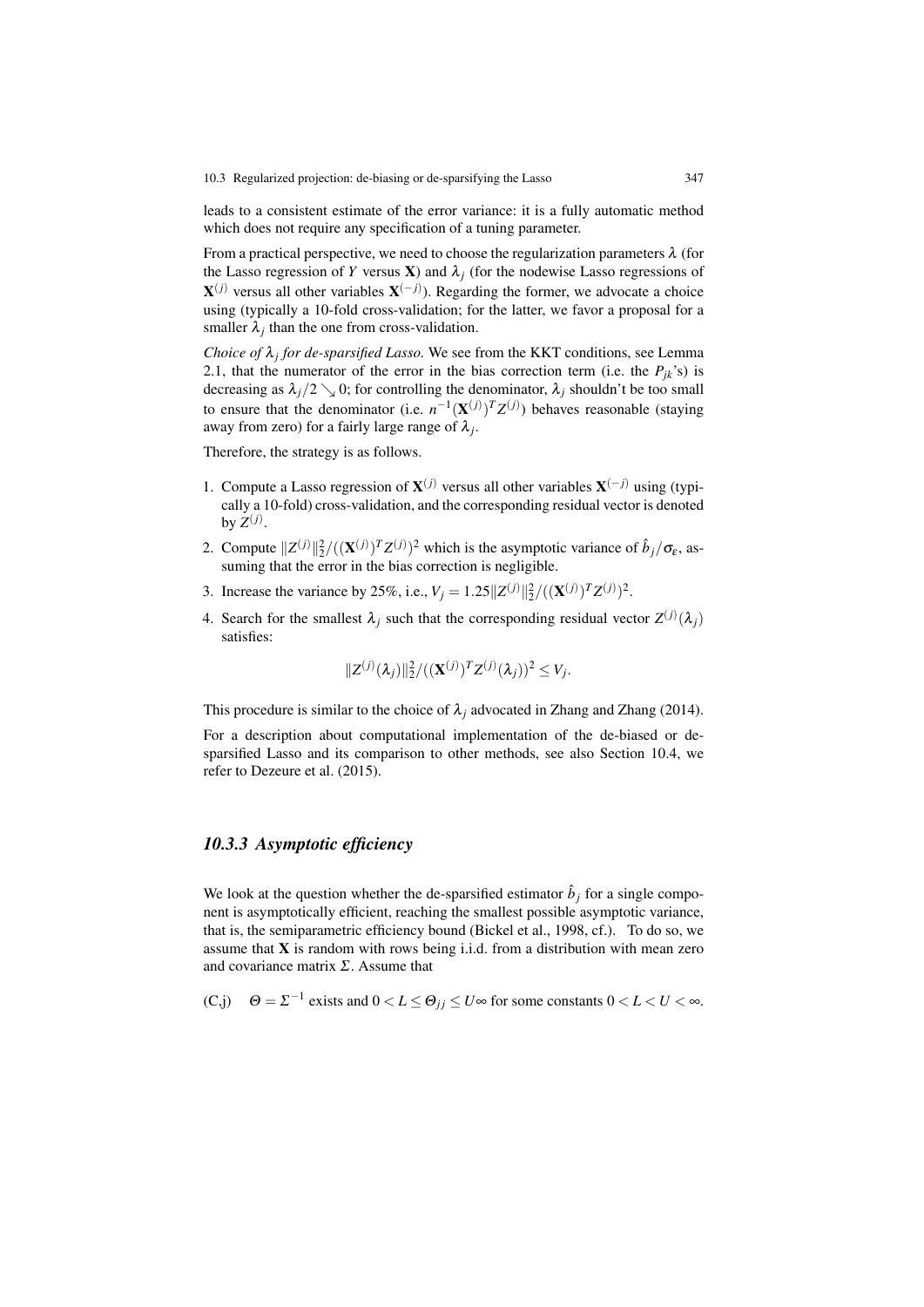leads to a consistent estimate of the error variance: it is a fully automatic method which does not require any specification of a tuning parameter.

From a practical perspective, we need to choose the regularization parameters $\lambda$ (for the Lasso regression of $Y$ versus $\mathbf{X}$) and $\lambda_j$ (for the nodewise Lasso regressions of $\mathbf{X}^{(j)}$ versus all other variables $\mathbf{X}^{(-j)}$). Regarding the former, we advocate a choice using (typically a 10-fold cross-validation; for the latter, we favor a proposal for a smaller $\lambda_j$ than the one from cross-validation.

*Choice of $\lambda_j$ for de-sparsified Lasso.* We see from the KKT conditions, see Lemma 2.1, that the numerator of the error in the bias correction term (i.e. the $P_{jk}$'s) is decreasing as $\lambda_j/2 \searrow 0$; for controlling the denominator, $\lambda_j$ shouldn't be too small to ensure that the denominator (i.e. $n^{-1}(\mathbf{X}^{(j)})^T Z^{(j)}$) behaves reasonable (staying away from zero) for a fairly large range of $\lambda_j$.

Therefore, the strategy is as follows.

1. Compute a Lasso regression of $\mathbf{X}^{(j)}$ versus all other variables $\mathbf{X}^{(-j)}$ using (typically a 10-fold) cross-validation, and the corresponding residual vector is denoted by $Z^{(j)}$.
2. Compute $\|Z^{(j)}\|_2^2/((\mathbf{X}^{(j)})^T Z^{(j)})^2$ which is the asymptotic variance of $\hat{b}_j/\sigma_\varepsilon$, assuming that the error in the bias correction is negligible.
3. Increase the variance by 25%, i.e., $V_j = 1.25\|Z^{(j)}\|_2^2/((\mathbf{X}^{(j)})^T Z^{(j)})^2$.
4. Search for the smallest $\lambda_j$ such that the corresponding residual vector $Z^{(j)}(\lambda_j)$ satisfies:

$$\|Z^{(j)}(\lambda_j)\|_2^2/((\mathbf{X}^{(j)})^T Z^{(j)}(\lambda_j))^2 \leq V_j.$$

This procedure is similar to the choice of $\lambda_j$ advocated in Zhang and Zhang (2014).

For a description about computational implementation of the de-biased or de-sparsified Lasso and its comparison to other methods, see also Section 10.4, we refer to Dezeure et al. (2015).

### *10.3.3 Asymptotic efficiency*

We look at the question whether the de-sparsified estimator $\hat{b}_j$ for a single component is asymptotically efficient, reaching the smallest possible asymptotic variance, that is, the semiparametric efficiency bound (Bickel et al., 1998, cf.). To do so, we assume that $\mathbf{X}$ is random with rows being i.i.d. from a distribution with mean zero and covariance matrix $\Sigma$. Assume that

(C,j) $\quad \Theta = \Sigma^{-1}$ exists and $0 < L \leq \Theta_{jj} \leq U\infty$ for some constants $0 < L < U < \infty$.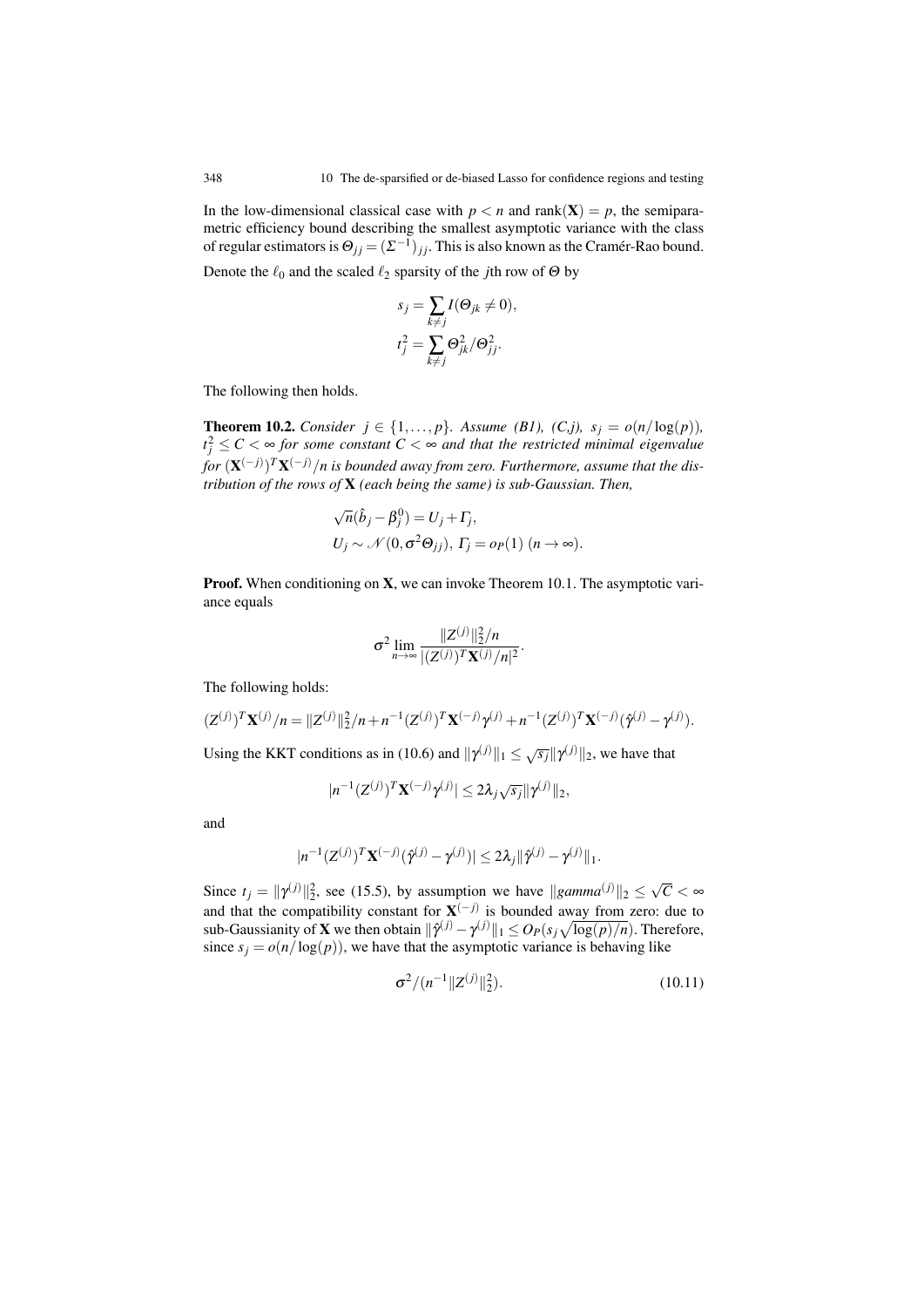In the low-dimensional classical case with $p < n$ and $\text{rank}(\mathbf{X}) = p$, the semiparametric efficiency bound describing the smallest asymptotic variance with the class of regular estimators is $\Theta_{jj} = (\Sigma^{-1})_{jj}$. This is also known as the Cramér-Rao bound.

Denote the $\ell_0$ and the scaled $\ell_2$ sparsity of the $j$th row of $\Theta$ by

$$
\begin{aligned}
s_j &= \sum_{k \neq j} I(\Theta_{jk} \neq 0), \\
t_j^2 &= \sum_{k \neq j} \Theta_{jk}^2 / \Theta_{jj}^2.
\end{aligned}
$$

The following then holds.

**Theorem 10.2.** *Consider $j \in \{1, \ldots, p\}$. Assume (B1), (C,j), $s_j = o(n/\log(p))$, $t_j^2 \leq C < \infty$ for some constant $C < \infty$ and that the restricted minimal eigenvalue for $(\mathbf{X}^{(-j)})^T \mathbf{X}^{(-j)}/n$ is bounded away from zero. Furthermore, assume that the distribution of the rows of $\mathbf{X}$ (each being the same) is sub-Gaussian. Then,*

$$
\begin{aligned}
&\sqrt{n}(\hat{b}_j - \beta_j^0) = U_j + \Gamma_j, \\
&U_j \sim \mathcal{N}(0, \sigma^2 \Theta_{jj}),\ \Gamma_j = o_P(1)\ (n \to \infty).
\end{aligned}
$$

**Proof.** When conditioning on $\mathbf{X}$, we can invoke Theorem 10.1. The asymptotic variance equals

$$
\sigma^2 \lim_{n \to \infty} \frac{\|Z^{(j)}\|_2^2/n}{|(Z^{(j)})^T \mathbf{X}^{(j)}/n|^2}.
$$

The following holds:

$$
(Z^{(j)})^T \mathbf{X}^{(j)}/n = \|Z^{(j)}\|_2^2/n + n^{-1}(Z^{(j)})^T \mathbf{X}^{(-j)} \gamma^{(j)} + n^{-1}(Z^{(j)})^T \mathbf{X}^{(-j)}(\hat{\gamma}^{(j)} - \gamma^{(j)}).
$$

Using the KKT conditions as in (10.6) and $\|\gamma^{(j)}\|_1 \leq \sqrt{s_j}\|\gamma^{(j)}\|_2$, we have that

$$
|n^{-1}(Z^{(j)})^T \mathbf{X}^{(-j)} \gamma^{(j)}| \leq 2\lambda_j \sqrt{s_j} \|\gamma^{(j)}\|_2,
$$

and

$$
|n^{-1}(Z^{(j)})^T \mathbf{X}^{(-j)}(\hat{\gamma}^{(j)} - \gamma^{(j)})| \leq 2\lambda_j \|\hat{\gamma}^{(j)} - \gamma^{(j)}\|_1.
$$

Since $t_j = \|\gamma^{(j)}\|_2^2$, see (15.5), by assumption we have $\|gamma^{(j)}\|_2 \leq \sqrt{C} < \infty$ and that the compatibility constant for $\mathbf{X}^{(-j)}$ is bounded away from zero: due to sub-Gaussianity of $\mathbf{X}$ we then obtain $\|\hat{\gamma}^{(j)} - \gamma^{(j)}\|_1 \leq O_P(s_j\sqrt{\log(p)/n})$. Therefore, since $s_j = o(n/\log(p))$, we have that the asymptotic variance is behaving like

$$
\sigma^2/(n^{-1}\|Z^{(j)}\|_2^2). \tag{10.11}
$$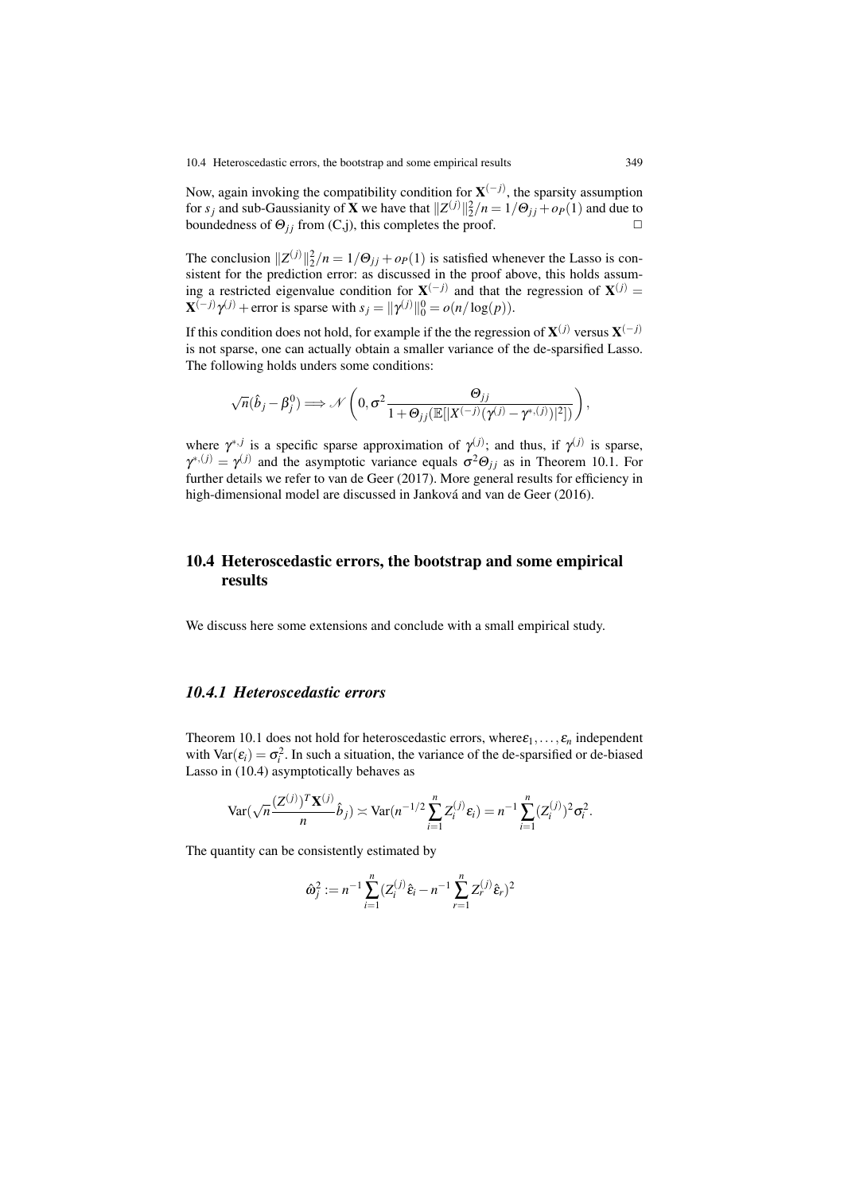Now, again invoking the compatibility condition for $\mathbf{X}^{(-j)}$, the sparsity assumption for $s_j$ and sub-Gaussianity of $\mathbf{X}$ we have that $\|Z^{(j)}\|_2^2/n = 1/\Theta_{jj} + o_P(1)$ and due to boundedness of $\Theta_{jj}$ from (C,j), this completes the proof. $\square$

The conclusion $\|Z^{(j)}\|_2^2/n = 1/\Theta_{jj} + o_P(1)$ is satisfied whenever the Lasso is consistent for the prediction error: as discussed in the proof above, this holds assuming a restricted eigenvalue condition for $\mathbf{X}^{(-j)}$ and that the regression of $\mathbf{X}^{(j)} = \mathbf{X}^{(-j)}\gamma^{(j)} + \text{error}$ is sparse with $s_j = \|\gamma^{(j)}\|_0^0 = o(n/\log(p))$.

If this condition does not hold, for example if the the regression of $\mathbf{X}^{(j)}$ versus $\mathbf{X}^{(-j)}$ is not sparse, one can actually obtain a smaller variance of the de-sparsified Lasso. The following holds unders some conditions:

$$\sqrt{n}(\hat{b}_j - \beta_j^0) \Longrightarrow \mathcal{N}\left(0, \sigma^2 \frac{\Theta_{jj}}{1 + \Theta_{jj}(\mathbb{E}[|X^{(-j)}(\gamma^{(j)} - \gamma^{*,(j)})|^2])}\right),$$

where $\gamma^{*,j}$ is a specific sparse approximation of $\gamma^{(j)}$; and thus, if $\gamma^{(j)}$ is sparse, $\gamma^{*,(j)} = \gamma^{(j)}$ and the asymptotic variance equals $\sigma^2\Theta_{jj}$ as in Theorem 10.1. For further details we refer to van de Geer (2017). More general results for efficiency in high-dimensional model are discussed in Janková and van de Geer (2016).

## 10.4 Heteroscedastic errors, the bootstrap and some empirical results

We discuss here some extensions and conclude with a small empirical study.

### *10.4.1 Heteroscedastic errors*

Theorem 10.1 does not hold for heteroscedastic errors, where$\varepsilon_1, \ldots, \varepsilon_n$ independent with $\text{Var}(\varepsilon_i) = \sigma_i^2$. In such a situation, the variance of the de-sparsified or de-biased Lasso in (10.4) asymptotically behaves as

$$\text{Var}(\sqrt{n}\frac{(Z^{(j)})^T\mathbf{X}^{(j)}}{n}\hat{b}_j) \asymp \text{Var}(n^{-1/2}\sum_{i=1}^n Z_i^{(j)}\varepsilon_i) = n^{-1}\sum_{i=1}^n (Z_i^{(j)})^2\sigma_i^2.$$

The quantity can be consistently estimated by

$$\hat{\omega}_j^2 := n^{-1}\sum_{i=1}^n (Z_i^{(j)}\hat{\varepsilon}_i - n^{-1}\sum_{r=1}^n Z_r^{(j)}\hat{\varepsilon}_r)^2$$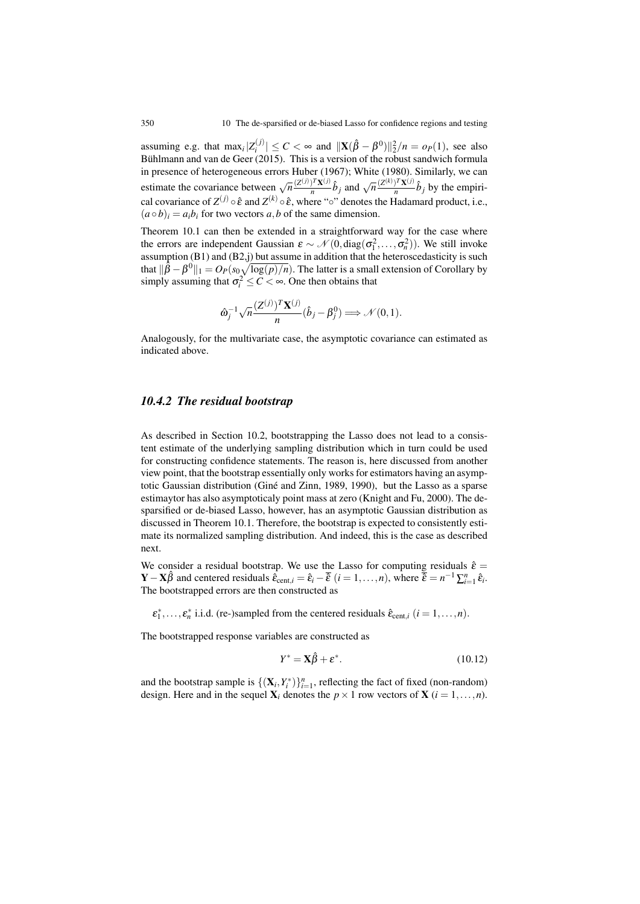assuming e.g. that $\max_i |Z_i^{(j)}| \le C < \infty$ and $\|\mathbf{X}(\hat{\beta} - \beta^0)\|_2^2/n = o_P(1)$, see also Bühlmann and van de Geer (2015). This is a version of the robust sandwich formula in presence of heterogeneous errors Huber (1967); White (1980). Similarly, we can estimate the covariance between $\sqrt{n}\frac{(Z^{(j)})^T\mathbf{X}^{(j)}}{n}\hat{b}_j$ and $\sqrt{n}\frac{(Z^{(k)})^T\mathbf{X}^{(j)}}{n}\hat{b}_j$ by the empirical covariance of $Z^{(j)} \circ \hat{\varepsilon}$ and $Z^{(k)} \circ \hat{\varepsilon}$, where "$\circ$" denotes the Hadamard product, i.e., $(a \circ b)_i = a_i b_i$ for two vectors $a, b$ of the same dimension.

Theorem 10.1 can then be extended in a straightforward way for the case where the errors are independent Gaussian $\varepsilon \sim \mathcal{N}(0, \mathrm{diag}(\sigma_1^2, \ldots, \sigma_n^2))$. We still invoke assumption (B1) and (B2,j) but assume in addition that the heteroscedasticity is such that $\|\hat{\beta} - \beta^0\|_1 = O_P(s_0\sqrt{\log(p)/n})$. The latter is a small extension of Corollary by simply assuming that $\sigma_i^2 \le C < \infty$. One then obtains that

$$\hat{\omega}_j^{-1}\sqrt{n}\frac{(Z^{(j)})^T\mathbf{X}^{(j)}}{n}(\hat{b}_j - \beta_j^0) \Longrightarrow \mathcal{N}(0,1).$$

Analogously, for the multivariate case, the asymptotic covariance can estimated as indicated above.

### *10.4.2 The residual bootstrap*

As described in Section 10.2, bootstrapping the Lasso does not lead to a consistent estimate of the underlying sampling distribution which in turn could be used for constructing confidence statements. The reason is, here discussed from another view point, that the bootstrap essentially only works for estimators having an asymptotic Gaussian distribution (Giné and Zinn, 1989, 1990), but the Lasso as a sparse estimaytor has also asymptoticaly point mass at zero (Knight and Fu, 2000). The de-sparsified or de-biased Lasso, however, has an asymptotic Gaussian distribution as discussed in Theorem 10.1. Therefore, the bootstrap is expected to consistently estimate its normalized sampling distribution. And indeed, this is the case as described next.

We consider a residual bootstrap. We use the Lasso for computing residuals $\hat{\varepsilon} = \mathbf{Y} - \mathbf{X}\hat{\beta}$ and centered residuals $\hat{\varepsilon}_{\mathrm{cent},i} = \hat{\varepsilon}_i - \overline{\hat{\varepsilon}}$ $(i = 1, \ldots, n)$, where $\overline{\hat{\varepsilon}} = n^{-1}\sum_{i=1}^n \hat{\varepsilon}_i$. The bootstrapped errors are then constructed as

$\varepsilon_1^*, \ldots, \varepsilon_n^*$ i.i.d. (re-)sampled from the centered residuals $\hat{\varepsilon}_{\mathrm{cent},i}$ $(i = 1, \ldots, n)$.

The bootstrapped response variables are constructed as

$$Y^* = \mathbf{X}\hat{\beta} + \varepsilon^*. \tag{10.12}$$

and the bootstrap sample is $\{(\mathbf{X}_i, Y_i^*)\}_{i=1}^n$, reflecting the fact of fixed (non-random) design. Here and in the sequel $\mathbf{X}_i$ denotes the $p \times 1$ row vectors of $\mathbf{X}$ $(i = 1, \ldots, n)$.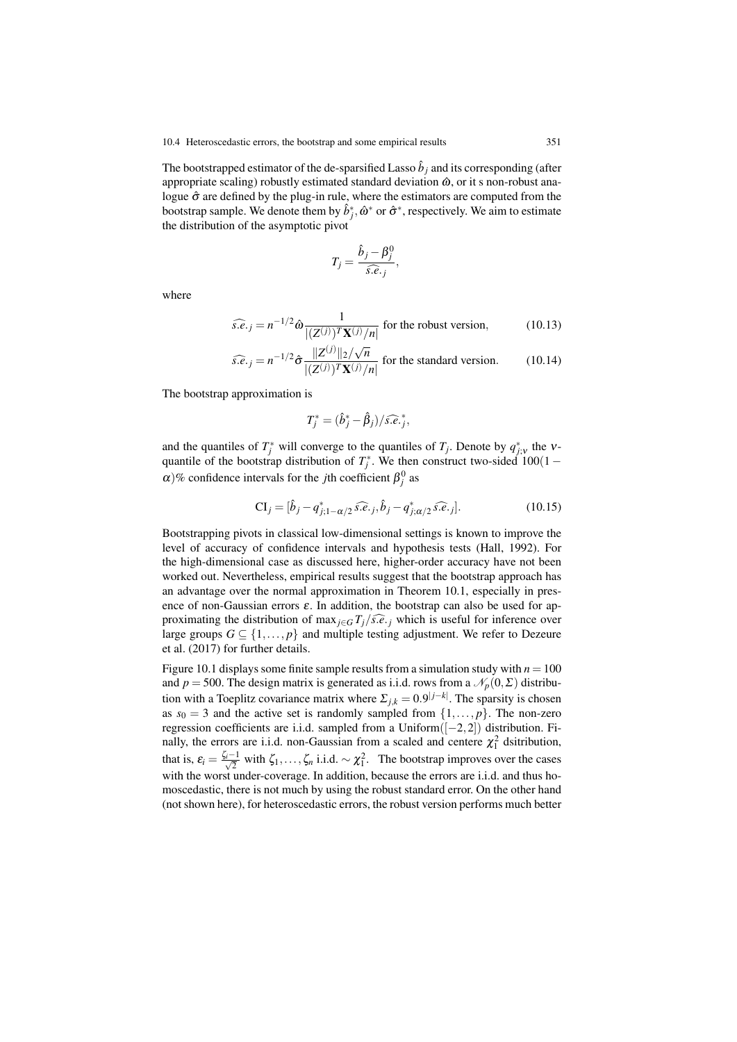The bootstrapped estimator of the de-sparsified Lasso $\hat{b}_j$ and its corresponding (after appropriate scaling) robustly estimated standard deviation $\hat{\omega}$, or it s non-robust analogue $\hat{\sigma}$ are defined by the plug-in rule, where the estimators are computed from the bootstrap sample. We denote them by $\hat{b}_j^*$, $\hat{\omega}^*$ or $\hat{\sigma}^*$, respectively. We aim to estimate the distribution of the asymptotic pivot

$$T_j = \frac{\hat{b}_j - \beta_j^0}{\widehat{s.e.}_j},$$

where

$$\widehat{s.e.}_j = n^{-1/2} \hat{\omega} \frac{1}{|(Z^{(j)})^T \mathbf{X}^{(j)}/n|} \text{ for the robust version,} \tag{10.13}$$

$$\widehat{s.e.}_j = n^{-1/2} \hat{\sigma} \frac{\|Z^{(j)}\|_2/\sqrt{n}}{|(Z^{(j)})^T \mathbf{X}^{(j)}/n|} \text{ for the standard version.} \tag{10.14}$$

The bootstrap approximation is

$$T_j^* = (\hat{b}_j^* - \hat{\beta}_j)/\widehat{s.e.}_j^*,$$

and the quantiles of $T_j^*$ will converge to the quantiles of $T_j$. Denote by $q_{j;\nu}^*$ the $\nu$-quantile of the bootstrap distribution of $T_j^*$. We then construct two-sided $100(1-\alpha)\%$ confidence intervals for the $j$th coefficient $\beta_j^0$ as

$$\text{CI}_j = [\hat{b}_j - q_{j;1-\alpha/2}^* \widehat{s.e.}_j, \hat{b}_j - q_{j;\alpha/2}^* \widehat{s.e.}_j]. \tag{10.15}$$

Bootstrapping pivots in classical low-dimensional settings is known to improve the level of accuracy of confidence intervals and hypothesis tests (Hall, 1992). For the high-dimensional case as discussed here, higher-order accuracy have not been worked out. Nevertheless, empirical results suggest that the bootstrap approach has an advantage over the normal approximation in Theorem 10.1, especially in presence of non-Gaussian errors $\varepsilon$. In addition, the bootstrap can also be used for approximating the distribution of $\max_{j \in G} T_j/\widehat{s.e.}_j$ which is useful for inference over large groups $G \subseteq \{1, \ldots, p\}$ and multiple testing adjustment. We refer to Dezeure et al. (2017) for further details.

Figure 10.1 displays some finite sample results from a simulation study with $n = 100$ and $p = 500$. The design matrix is generated as i.i.d. rows from a $\mathcal{N}_p(0, \Sigma)$ distribution with a Toeplitz covariance matrix where $\Sigma_{j,k} = 0.9^{|j-k|}$. The sparsity is chosen as $s_0 = 3$ and the active set is randomly sampled from $\{1, \ldots, p\}$. The non-zero regression coefficients are i.i.d. sampled from a Uniform($[-2, 2]$) distribution. Finally, the errors are i.i.d. non-Gaussian from a scaled and centere $\chi_1^2$ dsitribution, that is, $\varepsilon_i = \frac{\zeta_i - 1}{\sqrt{2}}$ with $\zeta_1, \ldots, \zeta_n$ i.i.d. $\sim \chi_1^2$. The bootstrap improves over the cases with the worst under-coverage. In addition, because the errors are i.i.d. and thus homoscedastic, there is not much by using the robust standard error. On the other hand (not shown here), for heteroscedastic errors, the robust version performs much better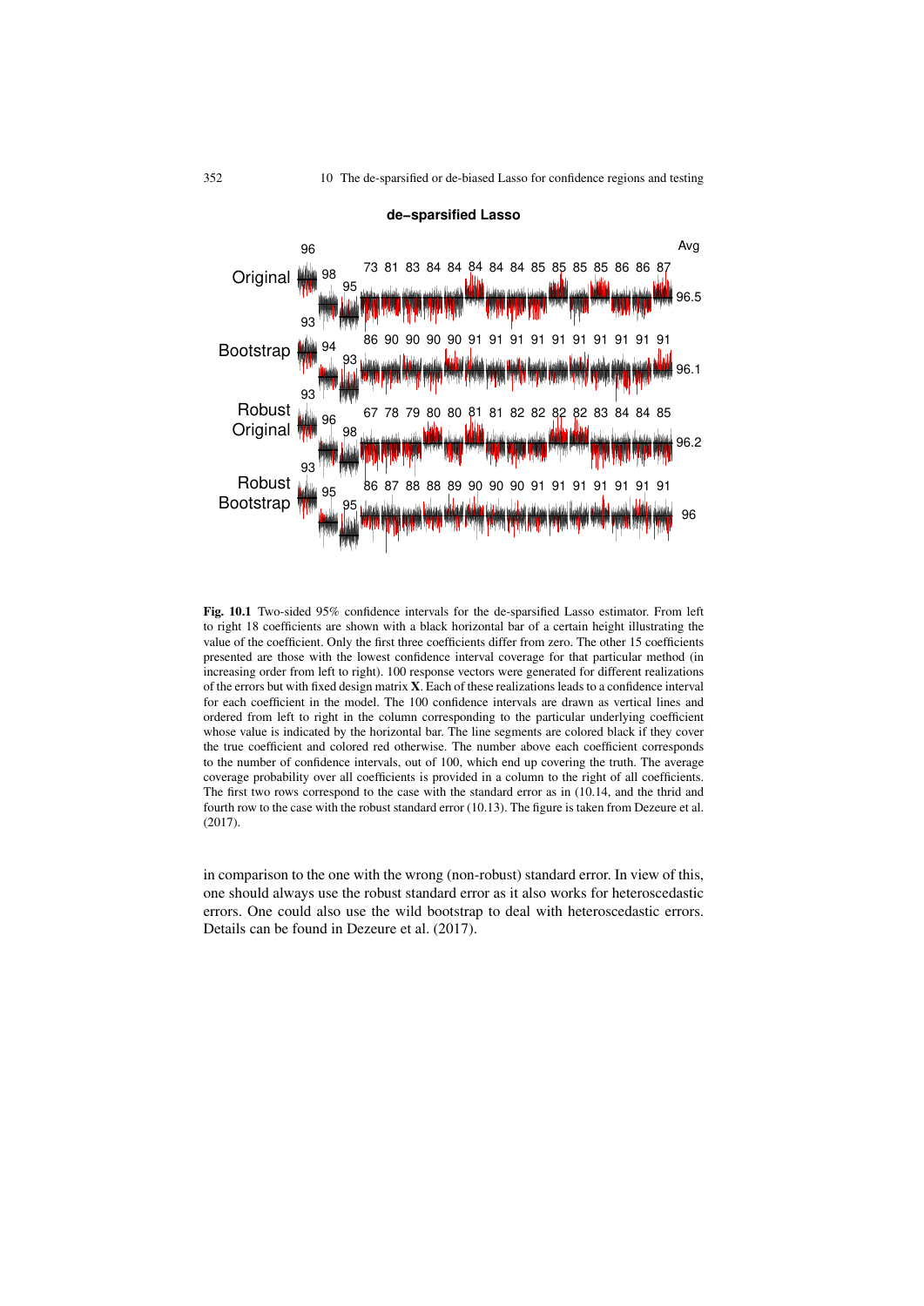**de-sparsified Lasso**

|  | | | | | | | | | | | | | | | | | | | Avg |
|---|---|---|---|---|---|---|---|---|---|---|---|---|---|---|---|---|---|---|---|
| Original | 96 / 93 | 98 | 95 | 73 | 81 | 83 | 84 | 84 | 84 | 84 | 84 | 85 | 85 | 85 | 85 | 86 | 86 | 87 | 96.5 |
| Bootstrap | 93 | 94 | 93 | 86 | 90 | 90 | 90 | 90 | 91 | 91 | 91 | 91 | 91 | 91 | 91 | 91 | 91 | 91 | 96.1 |
| Robust Original | 93 | 96 | 98 | 67 | 78 | 79 | 80 | 80 | 81 | 81 | 82 | 82 | 82 | 82 | 83 | 84 | 84 | 85 | 96.2 |
| Robust Bootstrap | 93 | 95 | 95 | 86 | 87 | 88 | 88 | 89 | 90 | 90 | 90 | 91 | 91 | 91 | 91 | 91 | 91 | 91 | 96 |

**Fig. 10.1** Two-sided 95% confidence intervals for the de-sparsified Lasso estimator. From left to right 18 coefficients are shown with a black horizontal bar of a certain height illustrating the value of the coefficient. Only the first three coefficients differ from zero. The other 15 coefficients presented are those with the lowest confidence interval coverage for that particular method (in increasing order from left to right). 100 response vectors were generated for different realizations of the errors but with fixed design matrix $\mathbf{X}$. Each of these realizations leads to a confidence interval for each coefficient in the model. The 100 confidence intervals are drawn as vertical lines and ordered from left to right in the column corresponding to the particular underlying coefficient whose value is indicated by the horizontal bar. The line segments are colored black if they cover the true coefficient and colored red otherwise. The number above each coefficient corresponds to the number of confidence intervals, out of 100, which end up covering the truth. The average coverage probability over all coefficients is provided in a column to the right of all coefficients. The first two rows correspond to the case with the standard error as in (10.14, and the thrid and fourth row to the case with the robust standard error (10.13). The figure is taken from Dezeure et al. (2017).

in comparison to the one with the wrong (non-robust) standard error. In view of this, one should always use the robust standard error as it also works for heteroscedastic errors. One could also use the wild bootstrap to deal with heteroscedastic errors. Details can be found in Dezeure et al. (2017).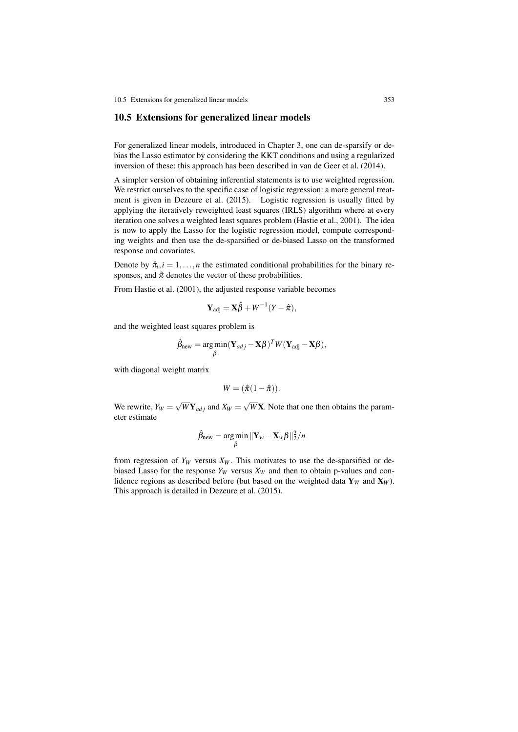## 10.5 Extensions for generalized linear models

For generalized linear models, introduced in Chapter 3, one can de-sparsify or de-bias the Lasso estimator by considering the KKT conditions and using a regularized inversion of these: this approach has been described in van de Geer et al. (2014).

A simpler version of obtaining inferential statements is to use weighted regression. We restrict ourselves to the specific case of logistic regression: a more general treatment is given in Dezeure et al. (2015). Logistic regression is usually fitted by applying the iteratively reweighted least squares (IRLS) algorithm where at every iteration one solves a weighted least squares problem (Hastie et al., 2001). The idea is now to apply the Lasso for the logistic regression model, compute corresponding weights and then use the de-sparsified or de-biased Lasso on the transformed response and covariates.

Denote by $\hat{\pi}_i, i = 1, \ldots, n$ the estimated conditional probabilities for the binary responses, and $\hat{\pi}$ denotes the vector of these probabilities.

From Hastie et al. (2001), the adjusted response variable becomes

$$\mathbf{Y}_{\text{adj}} = \mathbf{X}\hat{\beta} + W^{-1}(Y - \hat{\pi}),$$

and the weighted least squares problem is

$$\hat{\beta}_{\text{new}} = \arg\min_{\beta} (\mathbf{Y}_{adj} - \mathbf{X}\beta)^T W (\mathbf{Y}_{\text{adj}} - \mathbf{X}\beta),$$

with diagonal weight matrix

$$W = (\hat{\pi}(1 - \hat{\pi})).$$

We rewrite, $Y_W = \sqrt{W}\mathbf{Y}_{adj}$ and $X_W = \sqrt{W}\mathbf{X}$. Note that one then obtains the parameter estimate

$$\hat{\beta}_{\text{new}} = \arg\min_{\beta} \|\mathbf{Y}_w - \mathbf{X}_w\beta\|_2^2/n$$

from regression of $Y_W$ versus $X_W$. This motivates to use the de-sparsified or de-biased Lasso for the response $Y_W$ versus $X_W$ and then to obtain p-values and confidence regions as described before (but based on the weighted data $\mathbf{Y}_W$ and $\mathbf{X}_W$). This approach is detailed in Dezeure et al. (2015).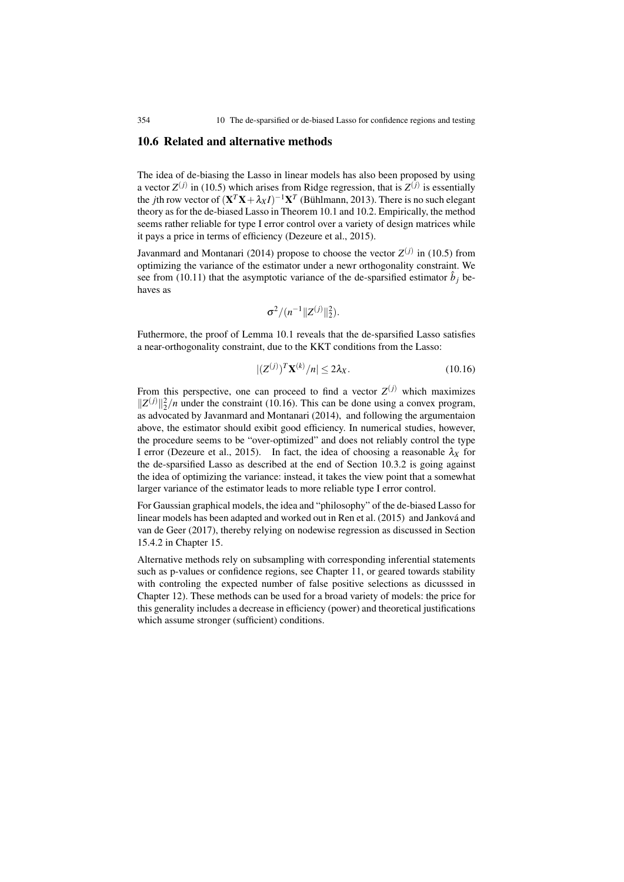## 10.6 Related and alternative methods

The idea of de-biasing the Lasso in linear models has also been proposed by using a vector $Z^{(j)}$ in (10.5) which arises from Ridge regression, that is $Z^{(j)}$ is essentially the $j$th row vector of $(\mathbf{X}^T\mathbf{X} + \lambda_X I)^{-1}\mathbf{X}^T$ (Bühlmann, 2013). There is no such elegant theory as for the de-biased Lasso in Theorem 10.1 and 10.2. Empirically, the method seems rather reliable for type I error control over a variety of design matrices while it pays a price in terms of efficiency (Dezeure et al., 2015).

Javanmard and Montanari (2014) propose to choose the vector $Z^{(j)}$ in (10.5) from optimizing the variance of the estimator under a newr orthogonality constraint. We see from (10.11) that the asymptotic variance of the de-sparsified estimator $\hat{b}_j$ behaves as

$$\sigma^2/(n^{-1}\|Z^{(j)}\|_2^2).$$

Futhermore, the proof of Lemma 10.1 reveals that the de-sparsified Lasso satisfies a near-orthogonality constraint, due to the KKT conditions from the Lasso:

$$|(Z^{(j)})^T\mathbf{X}^{(k)}/n| \leq 2\lambda_X. \tag{10.16}$$

From this perspective, one can proceed to find a vector $Z^{(j)}$ which maximizes $\|Z^{(j)}\|_2^2/n$ under the constraint (10.16). This can be done using a convex program, as advocated by Javanmard and Montanari (2014), and following the argumentaion above, the estimator should exibit good efficiency. In numerical studies, however, the procedure seems to be "over-optimized" and does not reliably control the type I error (Dezeure et al., 2015). In fact, the idea of choosing a reasonable $\lambda_X$ for the de-sparsified Lasso as described at the end of Section 10.3.2 is going against the idea of optimizing the variance: instead, it takes the view point that a somewhat larger variance of the estimator leads to more reliable type I error control.

For Gaussian graphical models, the idea and "philosophy" of the de-biased Lasso for linear models has been adapted and worked out in Ren et al. (2015) and Janková and van de Geer (2017), thereby relying on nodewise regression as discussed in Section 15.4.2 in Chapter 15.

Alternative methods rely on subsampling with corresponding inferential statements such as p-values or confidence regions, see Chapter 11, or geared towards stability with controling the expected number of false positive selections as dicusssed in Chapter 12). These methods can be used for a broad variety of models: the price for this generality includes a decrease in efficiency (power) and theoretical justifications which assume stronger (sufficient) conditions.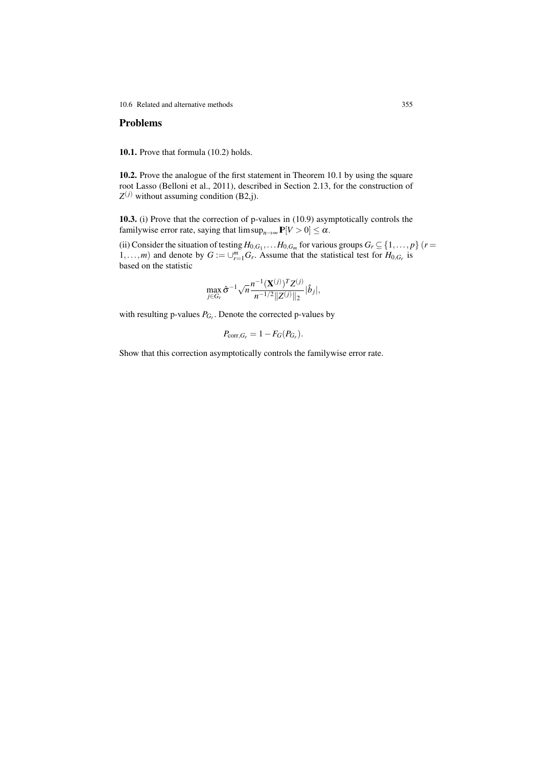## Problems

**10.1.** Prove that formula (10.2) holds.

**10.2.** Prove the analogue of the first statement in Theorem 10.1 by using the square root Lasso (Belloni et al., 2011), described in Section 2.13, for the construction of $Z^{(j)}$ without assuming condition (B2,j).

**10.3.** (i) Prove that the correction of p-values in (10.9) asymptotically controls the familywise error rate, saying that $\limsup_{n\to\infty} \mathbb{P}[V > 0] \le \alpha$.

(ii) Consider the situation of testing $H_{0,G_1}, \ldots H_{0,G_m}$ for various groups $G_r \subseteq \{1,\ldots,p\}$ $(r = 1,\ldots,m)$ and denote by $G := \cup_{r=1}^m G_r$. Assume that the statistical test for $H_{0,G_r}$ is based on the statistic

$$\max_{j \in G_r} \hat{\sigma}^{-1} \sqrt{n} \frac{n^{-1}(\mathbf{X}^{(j)})^T Z^{(j)}}{n^{-1/2}\|Z^{(j)}\|_2} |\hat{b}_j|,$$

with resulting p-values $P_{G_r}$. Denote the corrected p-values by

$$P_{\mathrm{corr},G_r} = 1 - F_G(P_{G_r}).$$

Show that this correction asymptotically controls the familywise error rate.